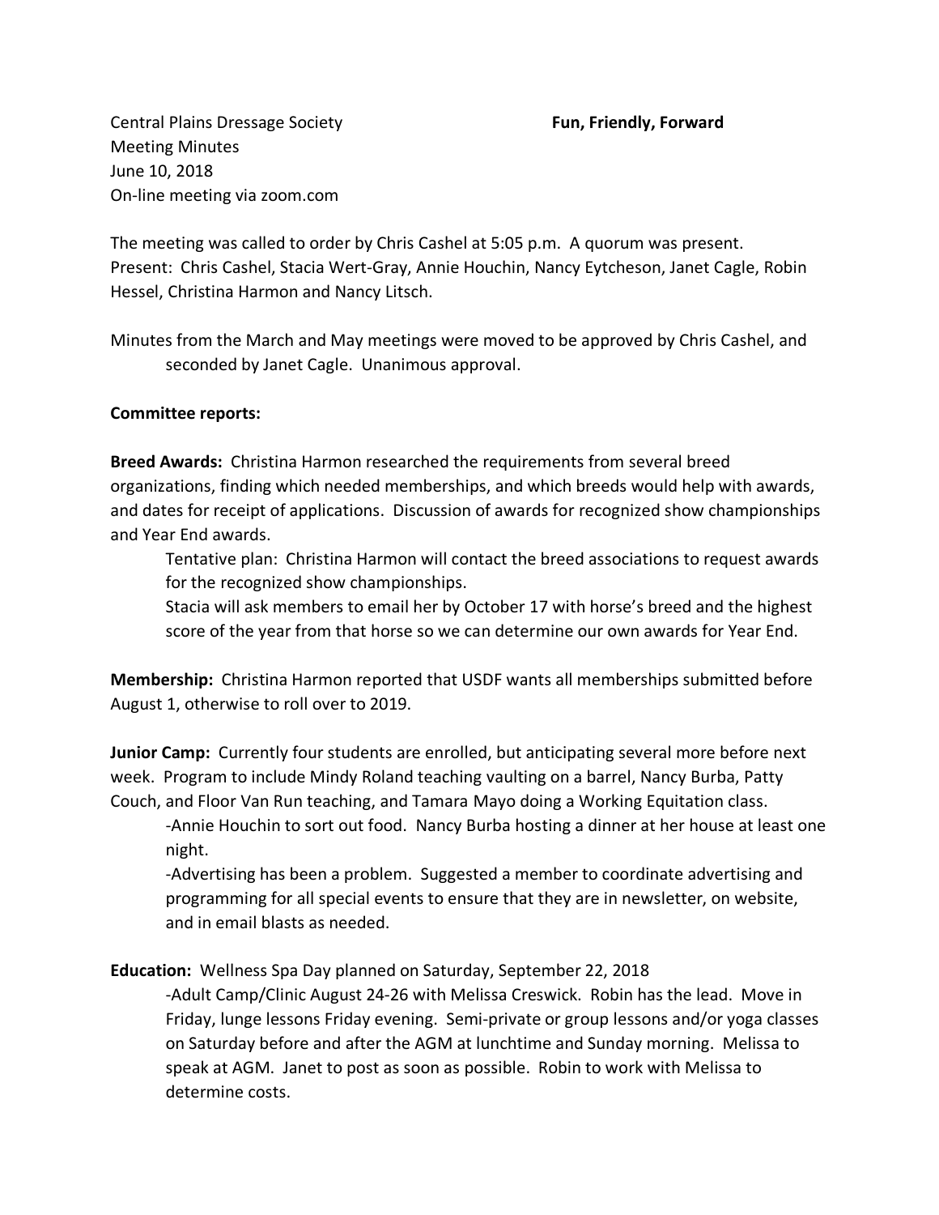Central Plains Dressage Society **Fun, Friendly, Forward**
Meeting Minutes
June 10, 2018
On-line meeting via zoom.com

The meeting was called to order by Chris Cashel at 5:05 p.m. A quorum was present. Present: Chris Cashel, Stacia Wert-Gray, Annie Houchin, Nancy Eytcheson, Janet Cagle, Robin Hessel, Christina Harmon and Nancy Litsch.

Minutes from the March and May meetings were moved to be approved by Chris Cashel, and seconded by Janet Cagle. Unanimous approval.

**Committee reports:**

**Breed Awards:** Christina Harmon researched the requirements from several breed organizations, finding which needed memberships, and which breeds would help with awards, and dates for receipt of applications. Discussion of awards for recognized show championships and Year End awards.

Tentative plan: Christina Harmon will contact the breed associations to request awards for the recognized show championships.

Stacia will ask members to email her by October 17 with horse's breed and the highest score of the year from that horse so we can determine our own awards for Year End.

**Membership:** Christina Harmon reported that USDF wants all memberships submitted before August 1, otherwise to roll over to 2019.

**Junior Camp:** Currently four students are enrolled, but anticipating several more before next week. Program to include Mindy Roland teaching vaulting on a barrel, Nancy Burba, Patty Couch, and Floor Van Run teaching, and Tamara Mayo doing a Working Equitation class.

-Annie Houchin to sort out food. Nancy Burba hosting a dinner at her house at least one night.

-Advertising has been a problem. Suggested a member to coordinate advertising and programming for all special events to ensure that they are in newsletter, on website, and in email blasts as needed.

**Education:** Wellness Spa Day planned on Saturday, September 22, 2018

-Adult Camp/Clinic August 24-26 with Melissa Creswick. Robin has the lead. Move in Friday, lunge lessons Friday evening. Semi-private or group lessons and/or yoga classes on Saturday before and after the AGM at lunchtime and Sunday morning. Melissa to speak at AGM. Janet to post as soon as possible. Robin to work with Melissa to determine costs.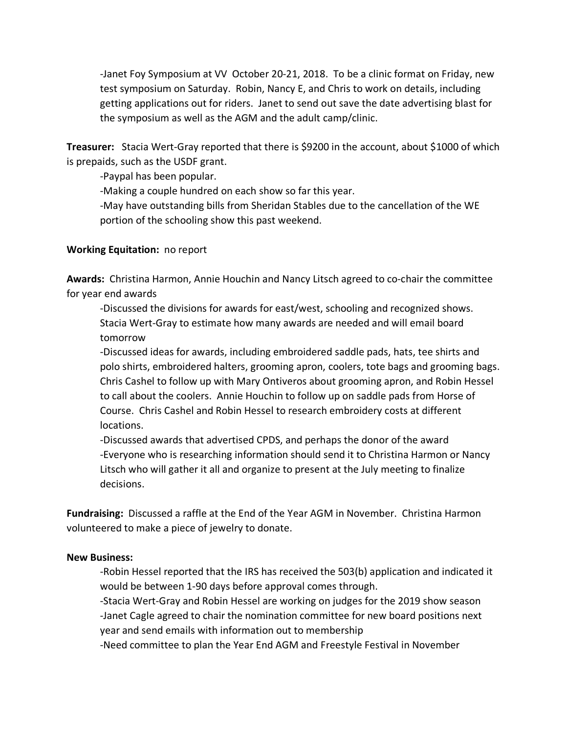-Janet Foy Symposium at VV October 20-21, 2018. To be a clinic format on Friday, new test symposium on Saturday. Robin, Nancy E, and Chris to work on details, including getting applications out for riders. Janet to send out save the date advertising blast for the symposium as well as the AGM and the adult camp/clinic.

**Treasurer:** Stacia Wert-Gray reported that there is $9200 in the account, about $1000 of which is prepaids, such as the USDF grant.

-Paypal has been popular.

-Making a couple hundred on each show so far this year.

-May have outstanding bills from Sheridan Stables due to the cancellation of the WE portion of the schooling show this past weekend.

**Working Equitation:** no report

**Awards:** Christina Harmon, Annie Houchin and Nancy Litsch agreed to co-chair the committee for year end awards

-Discussed the divisions for awards for east/west, schooling and recognized shows. Stacia Wert-Gray to estimate how many awards are needed and will email board tomorrow

-Discussed ideas for awards, including embroidered saddle pads, hats, tee shirts and polo shirts, embroidered halters, grooming apron, coolers, tote bags and grooming bags. Chris Cashel to follow up with Mary Ontiveros about grooming apron, and Robin Hessel to call about the coolers. Annie Houchin to follow up on saddle pads from Horse of Course. Chris Cashel and Robin Hessel to research embroidery costs at different locations.

-Discussed awards that advertised CPDS, and perhaps the donor of the award

-Everyone who is researching information should send it to Christina Harmon or Nancy Litsch who will gather it all and organize to present at the July meeting to finalize decisions.

**Fundraising:** Discussed a raffle at the End of the Year AGM in November. Christina Harmon volunteered to make a piece of jewelry to donate.

**New Business:**

-Robin Hessel reported that the IRS has received the 503(b) application and indicated it would be between 1-90 days before approval comes through.

-Stacia Wert-Gray and Robin Hessel are working on judges for the 2019 show season

-Janet Cagle agreed to chair the nomination committee for new board positions next year and send emails with information out to membership

-Need committee to plan the Year End AGM and Freestyle Festival in November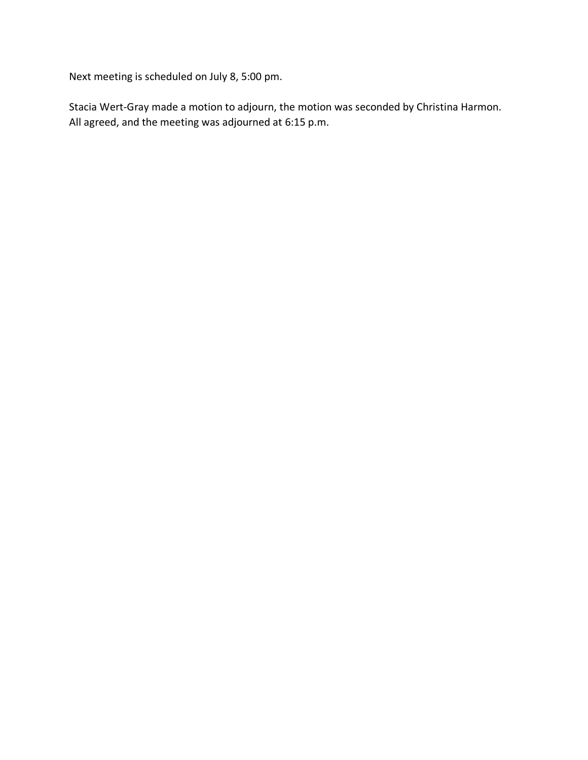Next meeting is scheduled on July 8, 5:00 pm.

Stacia Wert-Gray made a motion to adjourn, the motion was seconded by Christina Harmon. All agreed, and the meeting was adjourned at 6:15 p.m.